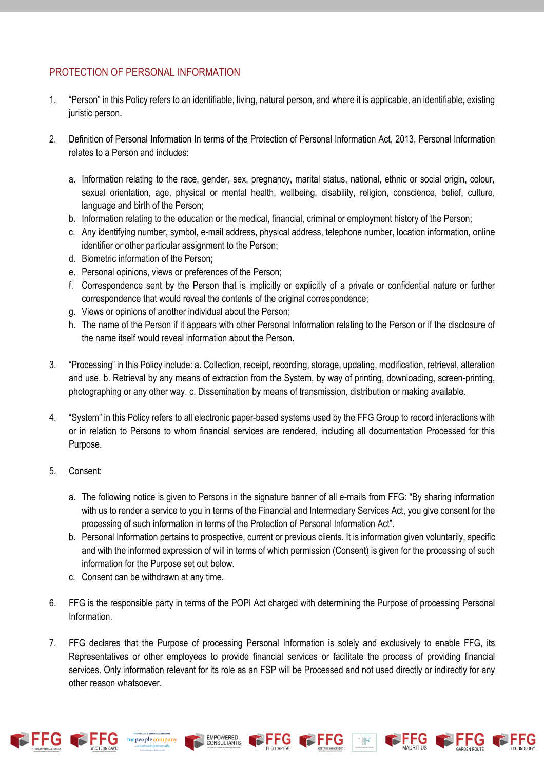## PROTECTION OF PERSONAL INFORMATION

1. "Person" in this Policy refers to an identifiable, living, natural person, and where it is applicable, an identifiable, existing juristic person.

2. Definition of Personal Information In terms of the Protection of Personal Information Act, 2013, Personal Information relates to a Person and includes:

   a. Information relating to the race, gender, sex, pregnancy, marital status, national, ethnic or social origin, colour, sexual orientation, age, physical or mental health, wellbeing, disability, religion, conscience, belief, culture, language and birth of the Person;
   b. Information relating to the education or the medical, financial, criminal or employment history of the Person;
   c. Any identifying number, symbol, e-mail address, physical address, telephone number, location information, online identifier or other particular assignment to the Person;
   d. Biometric information of the Person;
   e. Personal opinions, views or preferences of the Person;
   f. Correspondence sent by the Person that is implicitly or explicitly of a private or confidential nature or further correspondence that would reveal the contents of the original correspondence;
   g. Views or opinions of another individual about the Person;
   h. The name of the Person if it appears with other Personal Information relating to the Person or if the disclosure of the name itself would reveal information about the Person.

3. "Processing" in this Policy include: a. Collection, receipt, recording, storage, updating, modification, retrieval, alteration and use. b. Retrieval by any means of extraction from the System, by way of printing, downloading, screen-printing, photographing or any other way. c. Dissemination by means of transmission, distribution or making available.

4. "System" in this Policy refers to all electronic paper-based systems used by the FFG Group to record interactions with or in relation to Persons to whom financial services are rendered, including all documentation Processed for this Purpose.

5. Consent:

   a. The following notice is given to Persons in the signature banner of all e-mails from FFG: "By sharing information with us to render a service to you in terms of the Financial and Intermediary Services Act, you give consent for the processing of such information in terms of the Protection of Personal Information Act".
   b. Personal Information pertains to prospective, current or previous clients. It is information given voluntarily, specific and with the informed expression of will in terms of which permission (Consent) is given for the processing of such information for the Purpose set out below.
   c. Consent can be withdrawn at any time.

6. FFG is the responsible party in terms of the POPI Act charged with determining the Purpose of processing Personal Information.

7. FFG declares that the Purpose of processing Personal Information is solely and exclusively to enable FFG, its Representatives or other employees to provide financial services or facilitate the process of providing financial services. Only information relevant for its role as an FSP will be Processed and not used directly or indirectly for any other reason whatsoever.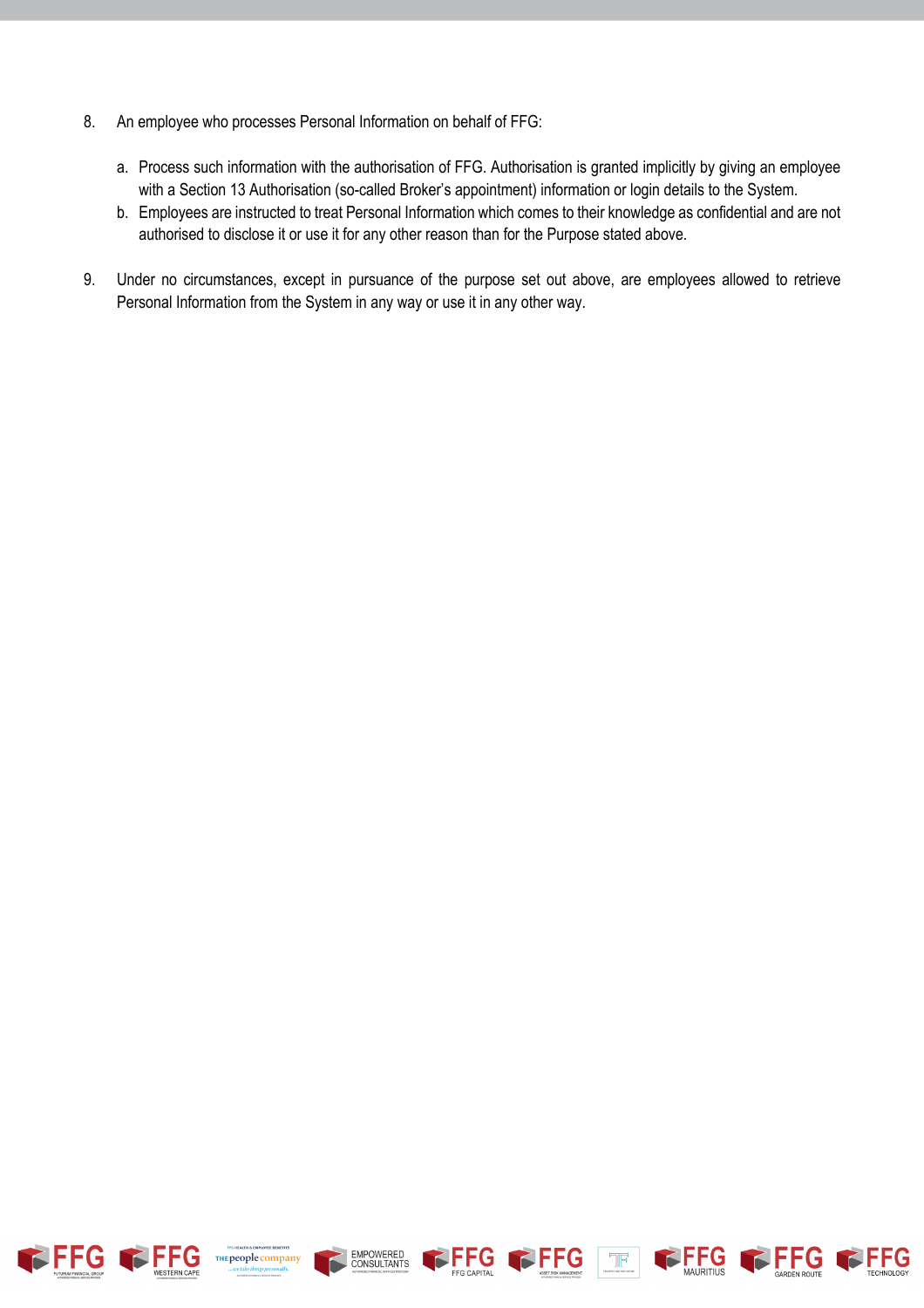8. An employee who processes Personal Information on behalf of FFG:

   a. Process such information with the authorisation of FFG. Authorisation is granted implicitly by giving an employee with a Section 13 Authorisation (so-called Broker's appointment) information or login details to the System.
   b. Employees are instructed to treat Personal Information which comes to their knowledge as confidential and are not authorised to disclose it or use it for any other reason than for the Purpose stated above.

9. Under no circumstances, except in pursuance of the purpose set out above, are employees allowed to retrieve Personal Information from the System in any way or use it in any other way.